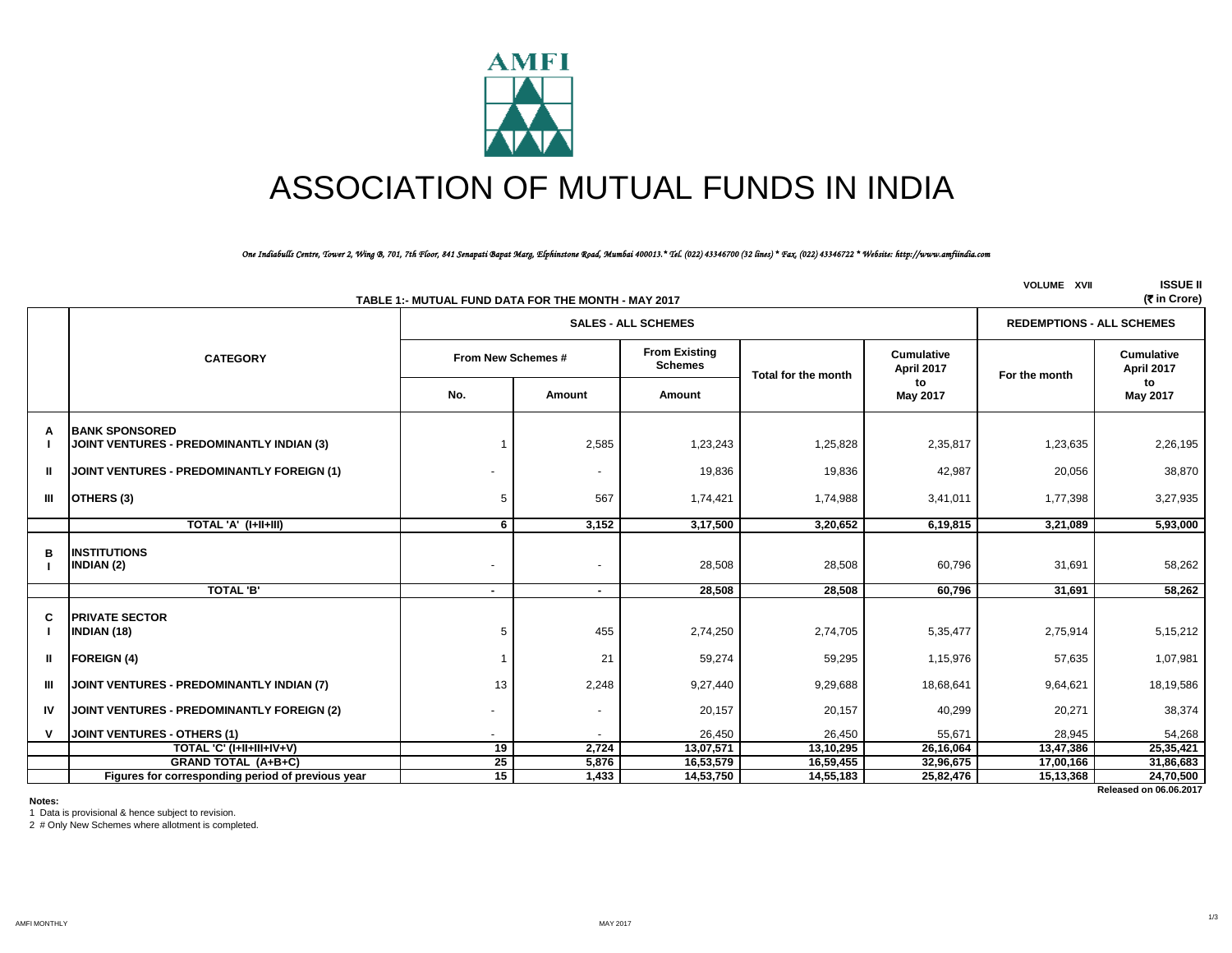AMFI

# ASSOCIATION OF MUTUAL FUNDS IN INDIA

*One Indiabulls Centre, Tower 2, Wing B, 701, 7th Floor, 841 Senapati Bapat Marg, Elphinstone Road, Mumbai 400013.* Tel. (022) 43346700 (32 lines) * Fax, (022) 43346722 * Website: http://www.amfiindia.com*

VOLUME XVII ISSUE II

## TABLE 1:- MUTUAL FUND DATA FOR THE MONTH - MAY 2017

(₹ in Crore)

| | CATEGORY | SALES - ALL SCHEMES | | | | | REDEMPTIONS - ALL SCHEMES | |
|---|---|---|---|---|---|---|---|---|
| | | From New Schemes # | | From Existing Schemes | Total for the month | Cumulative April 2017 to May 2017 | For the month | Cumulative April 2017 to May 2017 |
| | | No. | Amount | Amount | | | | |
| A | BANK SPONSORED | | | | | | | |
| I | JOINT VENTURES - PREDOMINANTLY INDIAN (3) | 1 | 2,585 | 1,23,243 | 1,25,828 | 2,35,817 | 1,23,635 | 2,26,195 |
| II | JOINT VENTURES - PREDOMINANTLY FOREIGN (1) | - | - | 19,836 | 19,836 | 42,987 | 20,056 | 38,870 |
| III | OTHERS (3) | 5 | 567 | 1,74,421 | 1,74,988 | 3,41,011 | 1,77,398 | 3,27,935 |
| | TOTAL 'A' (I+II+III) | 6 | 3,152 | 3,17,500 | 3,20,652 | 6,19,815 | 3,21,089 | 5,93,000 |
| B | INSTITUTIONS | | | | | | | |
| I | INDIAN (2) | - | - | 28,508 | 28,508 | 60,796 | 31,691 | 58,262 |
| | TOTAL 'B' | - | - | 28,508 | 28,508 | 60,796 | 31,691 | 58,262 |
| C | PRIVATE SECTOR | | | | | | | |
| I | INDIAN (18) | 5 | 455 | 2,74,250 | 2,74,705 | 5,35,477 | 2,75,914 | 5,15,212 |
| II | FOREIGN (4) | 1 | 21 | 59,274 | 59,295 | 1,15,976 | 57,635 | 1,07,981 |
| III | JOINT VENTURES - PREDOMINANTLY INDIAN (7) | 13 | 2,248 | 9,27,440 | 9,29,688 | 18,68,641 | 9,64,621 | 18,19,586 |
| IV | JOINT VENTURES - PREDOMINANTLY FOREIGN (2) | - | - | 20,157 | 20,157 | 40,299 | 20,271 | 38,374 |
| V | JOINT VENTURES - OTHERS (1) | - | - | 26,450 | 26,450 | 55,671 | 28,945 | 54,268 |
| | TOTAL 'C' (I+II+III+IV+V) | 19 | 2,724 | 13,07,571 | 13,10,295 | 26,16,064 | 13,47,386 | 25,35,421 |
| | GRAND TOTAL (A+B+C) | 25 | 5,876 | 16,53,579 | 16,59,455 | 32,96,675 | 17,00,166 | 31,86,683 |
| | Figures for corresponding period of previous year | 15 | 1,433 | 14,53,750 | 14,55,183 | 25,82,476 | 15,13,368 | 24,70,500 |

Released on 06.06.2017

**Notes:**

1 Data is provisional & hence subject to revision.

2 # Only New Schemes where allotment is completed.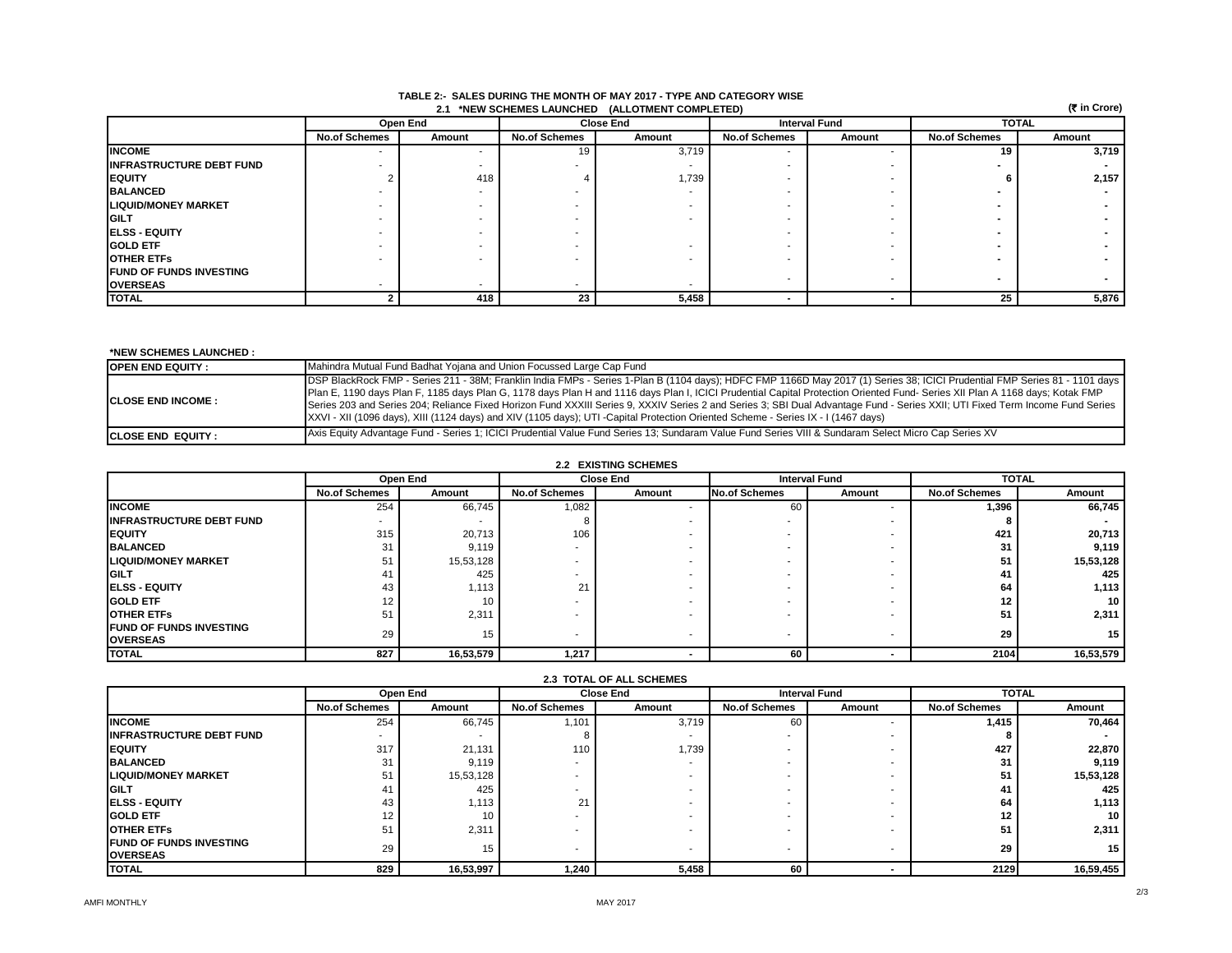# TABLE 2:- SALES DURING THE MONTH OF MAY 2017 - TYPE AND CATEGORY WISE

## 2.1 *NEW SCHEMES LAUNCHED (ALLOTMENT COMPLETED)

(₹ in Crore)

| | Open End | | Close End | | Interval Fund | | TOTAL | |
|---|---|---|---|---|---|---|---|---|
| | No.of Schemes | Amount | No.of Schemes | Amount | No.of Schemes | Amount | No.of Schemes | Amount |
| **INCOME** | - | - | 19 | 3,719 | - | - | **19** | **3,719** |
| **INFRASTRUCTURE DEBT FUND** | - | - | - | - | - | - | **-** | **-** |
| **EQUITY** | 2 | 418 | 4 | 1,739 | - | - | **6** | **2,157** |
| **BALANCED** | - | - | - | - | - | - | **-** | **-** |
| **LIQUID/MONEY MARKET** | - | - | - | - | - | - | **-** | **-** |
| **GILT** | - | - | - | - | - | - | **-** | **-** |
| **ELSS - EQUITY** | - | - | - | | - | - | **-** | **-** |
| **GOLD ETF** | - | - | - | - | - | - | **-** | **-** |
| **OTHER ETFs** | - | - | - | - | - | - | **-** | **-** |
| **FUND OF FUNDS INVESTING OVERSEAS** | - | - | - | - | - | - | **-** | **-** |
| **TOTAL** | **2** | **418** | **23** | **5,458** | **-** | **-** | **25** | **5,876** |

**\*NEW SCHEMES LAUNCHED :**

| | |
|---|---|
| **OPEN END EQUITY :** | Mahindra Mutual Fund Badhat Yojana and Union Focussed Large Cap Fund |
| **CLOSE END INCOME :** | DSP BlackRock FMP - Series 211 - 38M; Franklin India FMPs - Series 1-Plan B (1104 days); HDFC FMP 1166D May 2017 (1) Series 38; ICICI Prudential FMP Series 81 - 1101 days Plan E, 1190 days Plan F, 1185 days Plan G, 1178 days Plan H and 1116 days Plan I, ICICI Prudential Capital Protection Oriented Fund- Series XII Plan A 1168 days; Kotak FMP Series 203 and Series 204; Reliance Fixed Horizon Fund XXXIII Series 9, XXXIV Series 2 and Series 3; SBI Dual Advantage Fund - Series XXII; UTI Fixed Term Income Fund Series XXVI - XII (1096 days), XIII (1124 days) and XIV (1105 days); UTI -Capital Protection Oriented Scheme - Series IX - I (1467 days) |
| **CLOSE END EQUITY :** | Axis Equity Advantage Fund - Series 1; ICICI Prudential Value Fund Series 13; Sundaram Value Fund Series VIII & Sundaram Select Micro Cap Series XV |

## 2.2 EXISTING SCHEMES

| | Open End | | Close End | | Interval Fund | | TOTAL | |
|---|---|---|---|---|---|---|---|---|
| | No.of Schemes | Amount | No.of Schemes | Amount | No.of Schemes | Amount | No.of Schemes | Amount |
| **INCOME** | 254 | 66,745 | 1,082 | - | 60 | - | **1,396** | **66,745** |
| **INFRASTRUCTURE DEBT FUND** | - | - | 8 | - | - | - | **8** | **-** |
| **EQUITY** | 315 | 20,713 | 106 | - | - | - | **421** | **20,713** |
| **BALANCED** | 31 | 9,119 | - | - | - | - | **31** | **9,119** |
| **LIQUID/MONEY MARKET** | 51 | 15,53,128 | - | - | - | - | **51** | **15,53,128** |
| **GILT** | 41 | 425 | - | - | - | - | **41** | **425** |
| **ELSS - EQUITY** | 43 | 1,113 | 21 | - | - | - | **64** | **1,113** |
| **GOLD ETF** | 12 | 10 | - | - | - | - | **12** | **10** |
| **OTHER ETFs** | 51 | 2,311 | - | - | - | - | **51** | **2,311** |
| **FUND OF FUNDS INVESTING OVERSEAS** | 29 | 15 | - | - | - | - | **29** | **15** |
| **TOTAL** | **827** | **16,53,579** | **1,217** | **-** | **60** | **-** | **2104** | **16,53,579** |

## 2.3 TOTAL OF ALL SCHEMES

| | Open End | | Close End | | Interval Fund | | TOTAL | |
|---|---|---|---|---|---|---|---|---|
| | No.of Schemes | Amount | No.of Schemes | Amount | No.of Schemes | Amount | No.of Schemes | Amount |
| **INCOME** | 254 | 66,745 | 1,101 | 3,719 | 60 | - | **1,415** | **70,464** |
| **INFRASTRUCTURE DEBT FUND** | - | - | 8 | - | - | - | **8** | **-** |
| **EQUITY** | 317 | 21,131 | 110 | 1,739 | - | - | **427** | **22,870** |
| **BALANCED** | 31 | 9,119 | - | - | - | - | **31** | **9,119** |
| **LIQUID/MONEY MARKET** | 51 | 15,53,128 | - | - | - | - | **51** | **15,53,128** |
| **GILT** | 41 | 425 | - | - | - | - | **41** | **425** |
| **ELSS - EQUITY** | 43 | 1,113 | 21 | - | - | - | **64** | **1,113** |
| **GOLD ETF** | 12 | 10 | - | - | - | - | **12** | **10** |
| **OTHER ETFs** | 51 | 2,311 | - | - | - | - | **51** | **2,311** |
| **FUND OF FUNDS INVESTING OVERSEAS** | 29 | 15 | - | - | - | - | **29** | **15** |
| **TOTAL** | **829** | **16,53,997** | **1,240** | **5,458** | **60** | **-** | **2129** | **16,59,455** |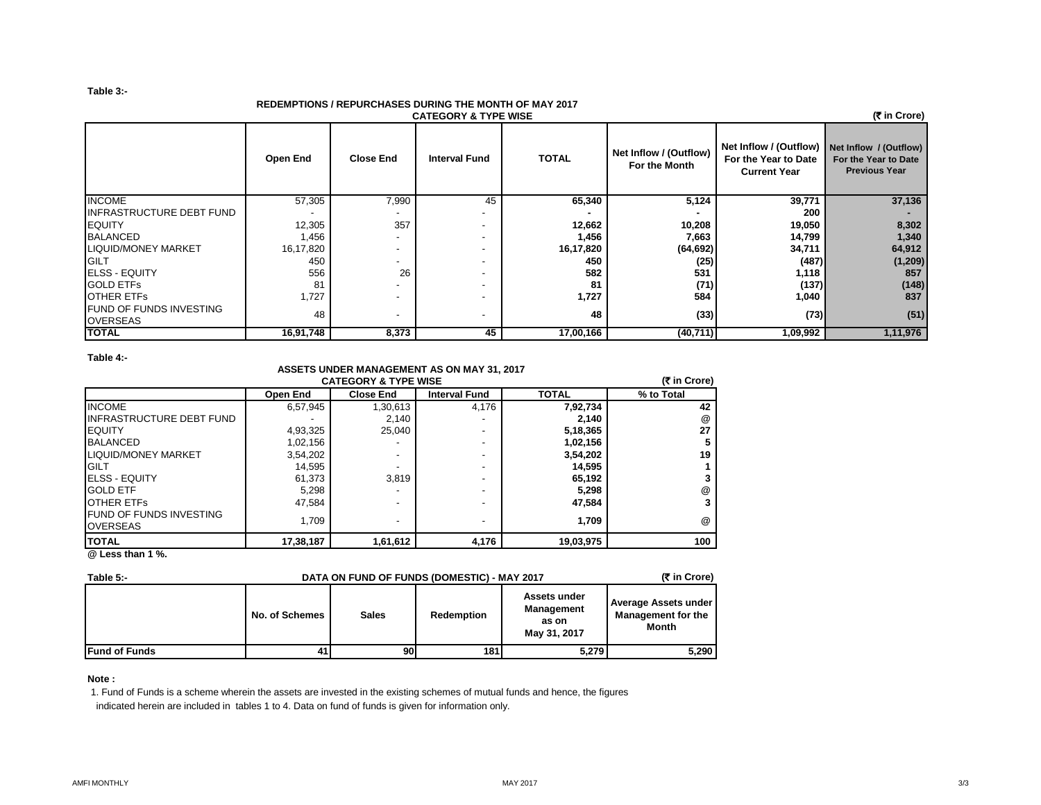**Table 3:-**

**REDEMPTIONS / REPURCHASES DURING THE MONTH OF MAY 2017**
**CATEGORY & TYPE WISE**

**(₹ in Crore)**

| | Open End | Close End | Interval Fund | TOTAL | Net Inflow / (Outflow) For the Month | Net Inflow / (Outflow) For the Year to Date Current Year | Net Inflow / (Outflow) For the Year to Date Previous Year |
|---|---|---|---|---|---|---|---|
| INCOME | 57,305 | 7,990 | 45 | **65,340** | **5,124** | **39,771** | **37,136** |
| INFRASTRUCTURE DEBT FUND | - | - | - | **-** | **-** | **200** | **-** |
| EQUITY | 12,305 | 357 | - | **12,662** | **10,208** | **19,050** | **8,302** |
| BALANCED | 1,456 | - | - | **1,456** | **7,663** | **14,799** | **1,340** |
| LIQUID/MONEY MARKET | 16,17,820 | - | - | **16,17,820** | **(64,692)** | **34,711** | **64,912** |
| GILT | 450 | - | - | **450** | **(25)** | **(487)** | **(1,209)** |
| ELSS - EQUITY | 556 | 26 | - | **582** | **531** | **1,118** | **857** |
| GOLD ETFs | 81 | - | - | **81** | **(71)** | **(137)** | **(148)** |
| OTHER ETFs | 1,727 | - | - | **1,727** | **584** | **1,040** | **837** |
| FUND OF FUNDS INVESTING OVERSEAS | 48 | - | - | **48** | **(33)** | **(73)** | **(51)** |
| **TOTAL** | **16,91,748** | **8,373** | **45** | **17,00,166** | **(40,711)** | **1,09,992** | **1,11,976** |

**Table 4:-**

**ASSETS UNDER MANAGEMENT AS ON MAY 31, 2017**
**CATEGORY & TYPE WISE**

**(₹ in Crore)**

| | Open End | Close End | Interval Fund | TOTAL | % to Total |
|---|---|---|---|---|---|
| INCOME | 6,57,945 | 1,30,613 | 4,176 | **7,92,734** | **42** |
| INFRASTRUCTURE DEBT FUND | - | 2,140 | - | **2,140** | **@** |
| EQUITY | 4,93,325 | 25,040 | - | **5,18,365** | **27** |
| BALANCED | 1,02,156 | - | - | **1,02,156** | **5** |
| LIQUID/MONEY MARKET | 3,54,202 | - | - | **3,54,202** | **19** |
| GILT | 14,595 | - | - | **14,595** | **1** |
| ELSS - EQUITY | 61,373 | 3,819 | - | **65,192** | **3** |
| GOLD ETF | 5,298 | - | - | **5,298** | **@** |
| OTHER ETFs | 47,584 | - | - | **47,584** | **3** |
| FUND OF FUNDS INVESTING OVERSEAS | 1,709 | - | - | **1,709** | **@** |
| **TOTAL** | **17,38,187** | **1,61,612** | **4,176** | **19,03,975** | **100** |

**@ Less than 1 %.**

**Table 5:-** **DATA ON FUND OF FUNDS (DOMESTIC) - MAY 2017** **(₹ in Crore)**

| | No. of Schemes | Sales | Redemption | Assets under Management as on May 31, 2017 | Average Assets under Management for the Month |
|---|---|---|---|---|---|
| **Fund of Funds** | **41** | **90** | **181** | **5,279** | **5,290** |

**Note :**

1. Fund of Funds is a scheme wherein the assets are invested in the existing schemes of mutual funds and hence, the figures indicated herein are included in tables 1 to 4. Data on fund of funds is given for information only.